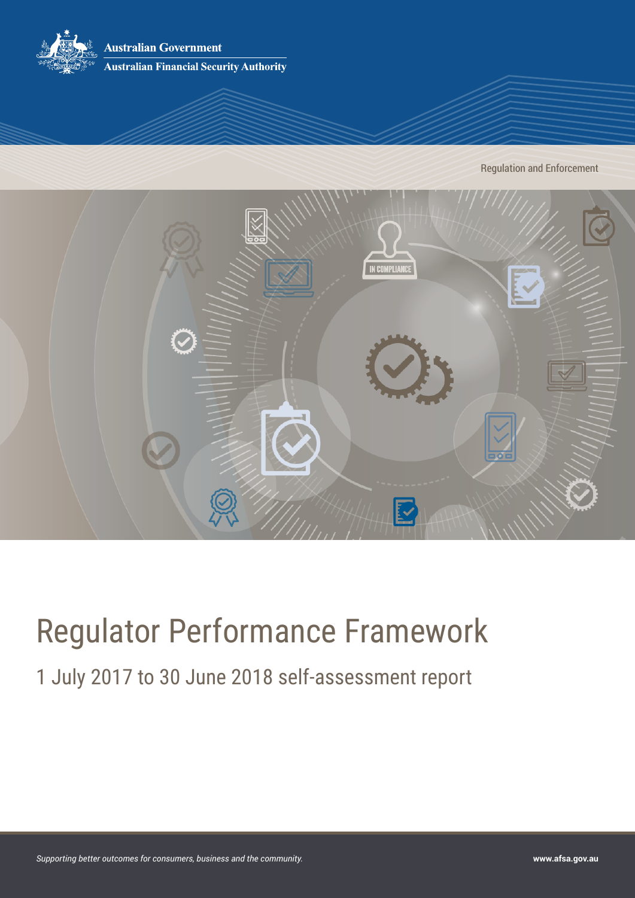Australian Government

Australian Financial Security Authority

Regulation and Enforcement

# Regulator Performance Framework

## 1 July 2017 to 30 June 2018 self-assessment report

*Supporting better outcomes for consumers, business and the community.*

**www.afsa.gov.au**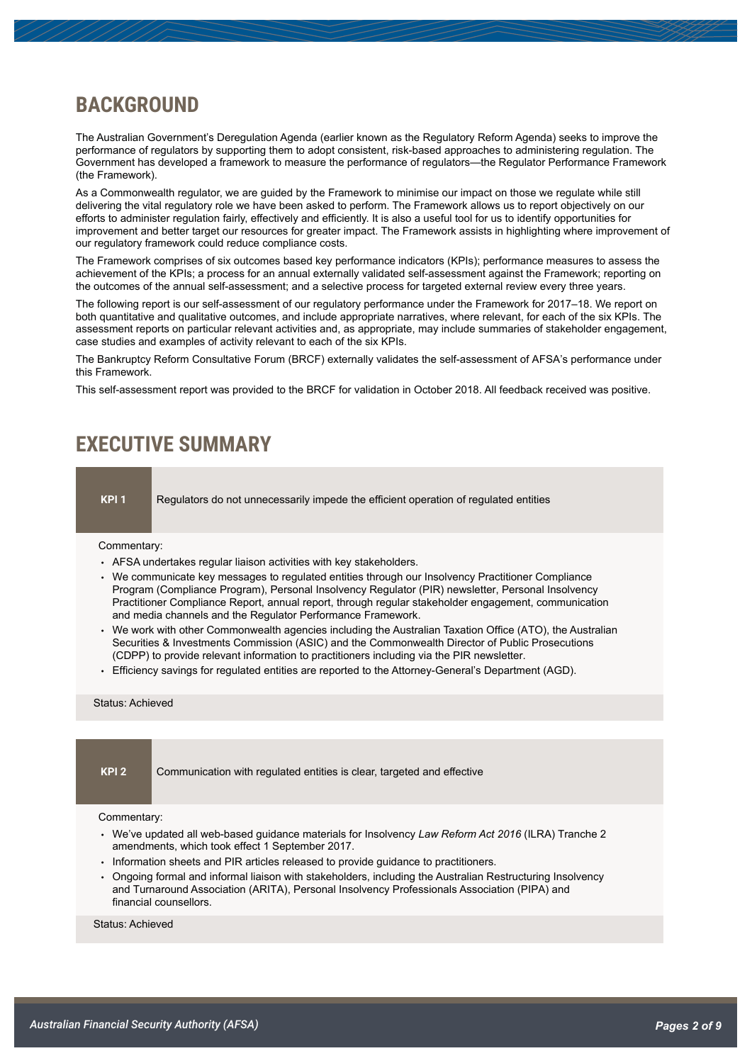## BACKGROUND

The Australian Government's Deregulation Agenda (earlier known as the Regulatory Reform Agenda) seeks to improve the performance of regulators by supporting them to adopt consistent, risk-based approaches to administering regulation. The Government has developed a framework to measure the performance of regulators—the Regulator Performance Framework (the Framework).

As a Commonwealth regulator, we are guided by the Framework to minimise our impact on those we regulate while still delivering the vital regulatory role we have been asked to perform. The Framework allows us to report objectively on our efforts to administer regulation fairly, effectively and efficiently. It is also a useful tool for us to identify opportunities for improvement and better target our resources for greater impact. The Framework assists in highlighting where improvement of our regulatory framework could reduce compliance costs.

The Framework comprises of six outcomes based key performance indicators (KPIs); performance measures to assess the achievement of the KPIs; a process for an annual externally validated self-assessment against the Framework; reporting on the outcomes of the annual self-assessment; and a selective process for targeted external review every three years.

The following report is our self-assessment of our regulatory performance under the Framework for 2017–18. We report on both quantitative and qualitative outcomes, and include appropriate narratives, where relevant, for each of the six KPIs. The assessment reports on particular relevant activities and, as appropriate, may include summaries of stakeholder engagement, case studies and examples of activity relevant to each of the six KPIs.

The Bankruptcy Reform Consultative Forum (BRCF) externally validates the self-assessment of AFSA's performance under this Framework.

This self-assessment report was provided to the BRCF for validation in October 2018. All feedback received was positive.

## EXECUTIVE SUMMARY

**KPI 1** Regulators do not unnecessarily impede the efficient operation of regulated entities

Commentary:

- AFSA undertakes regular liaison activities with key stakeholders.
- We communicate key messages to regulated entities through our Insolvency Practitioner Compliance Program (Compliance Program), Personal Insolvency Regulator (PIR) newsletter, Personal Insolvency Practitioner Compliance Report, annual report, through regular stakeholder engagement, communication and media channels and the Regulator Performance Framework.
- We work with other Commonwealth agencies including the Australian Taxation Office (ATO), the Australian Securities & Investments Commission (ASIC) and the Commonwealth Director of Public Prosecutions (CDPP) to provide relevant information to practitioners including via the PIR newsletter.
- Efficiency savings for regulated entities are reported to the Attorney-General's Department (AGD).

Status: Achieved

**KPI 2** Communication with regulated entities is clear, targeted and effective

Commentary:

- We've updated all web-based guidance materials for Insolvency *Law Reform Act 2016* (ILRA) Tranche 2 amendments, which took effect 1 September 2017.
- Information sheets and PIR articles released to provide guidance to practitioners.
- Ongoing formal and informal liaison with stakeholders, including the Australian Restructuring Insolvency and Turnaround Association (ARITA), Personal Insolvency Professionals Association (PIPA) and financial counsellors.

Status: Achieved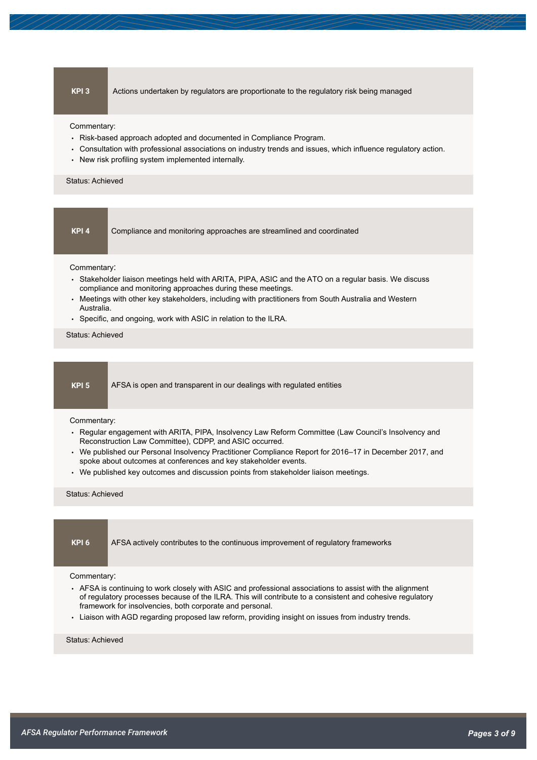## KPI 3

Actions undertaken by regulators are proportionate to the regulatory risk being managed

Commentary:

- Risk-based approach adopted and documented in Compliance Program.
- Consultation with professional associations on industry trends and issues, which influence regulatory action.
- New risk profiling system implemented internally.

Status: Achieved

## KPI 4

Compliance and monitoring approaches are streamlined and coordinated

Commentary:

- Stakeholder liaison meetings held with ARITA, PIPA, ASIC and the ATO on a regular basis. We discuss compliance and monitoring approaches during these meetings.
- Meetings with other key stakeholders, including with practitioners from South Australia and Western Australia.
- Specific, and ongoing, work with ASIC in relation to the ILRA.

Status: Achieved

## KPI 5

AFSA is open and transparent in our dealings with regulated entities

Commentary:

- Regular engagement with ARITA, PIPA, Insolvency Law Reform Committee (Law Council's Insolvency and Reconstruction Law Committee), CDPP, and ASIC occurred.
- We published our Personal Insolvency Practitioner Compliance Report for 2016–17 in December 2017, and spoke about outcomes at conferences and key stakeholder events.
- We published key outcomes and discussion points from stakeholder liaison meetings.

Status: Achieved

## KPI 6

AFSA actively contributes to the continuous improvement of regulatory frameworks

Commentary:

- AFSA is continuing to work closely with ASIC and professional associations to assist with the alignment of regulatory processes because of the ILRA. This will contribute to a consistent and cohesive regulatory framework for insolvencies, both corporate and personal.
- Liaison with AGD regarding proposed law reform, providing insight on issues from industry trends.

Status: Achieved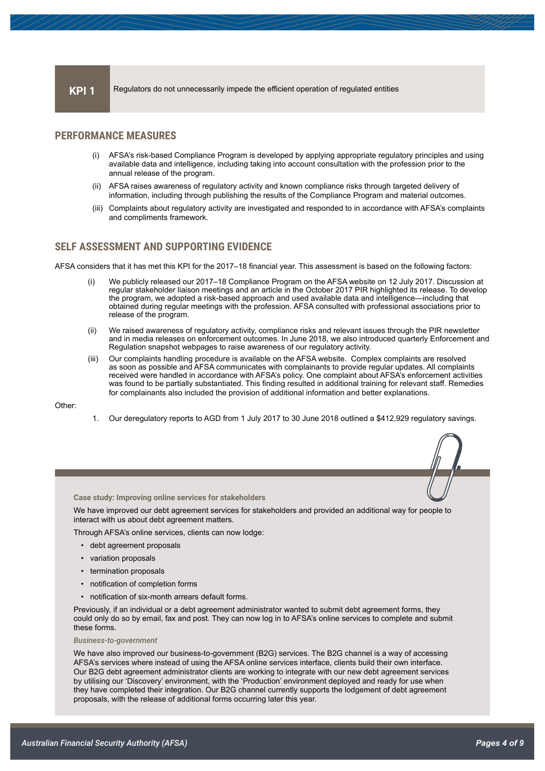## KPI 1

Regulators do not unnecessarily impede the efficient operation of regulated entities

## PERFORMANCE MEASURES

(i) AFSA's risk-based Compliance Program is developed by applying appropriate regulatory principles and using available data and intelligence, including taking into account consultation with the profession prior to the annual release of the program.

(ii) AFSA raises awareness of regulatory activity and known compliance risks through targeted delivery of information, including through publishing the results of the Compliance Program and material outcomes.

(iii) Complaints about regulatory activity are investigated and responded to in accordance with AFSA's complaints and compliments framework.

## SELF ASSESSMENT AND SUPPORTING EVIDENCE

AFSA considers that it has met this KPI for the 2017–18 financial year. This assessment is based on the following factors:

(i) We publicly released our 2017–18 Compliance Program on the AFSA website on 12 July 2017. Discussion at regular stakeholder liaison meetings and an article in the October 2017 PIR highlighted its release. To develop the program, we adopted a risk-based approach and used available data and intelligence—including that obtained during regular meetings with the profession. AFSA consulted with professional associations prior to release of the program.

(ii) We raised awareness of regulatory activity, compliance risks and relevant issues through the PIR newsletter and in media releases on enforcement outcomes. In June 2018, we also introduced quarterly Enforcement and Regulation snapshot webpages to raise awareness of our regulatory activity.

(iii) Our complaints handling procedure is available on the AFSA website. Complex complaints are resolved as soon as possible and AFSA communicates with complainants to provide regular updates. All complaints received were handled in accordance with AFSA's policy. One complaint about AFSA's enforcement activities was found to be partially substantiated. This finding resulted in additional training for relevant staff. Remedies for complainants also included the provision of additional information and better explanations.

Other:

1. Our deregulatory reports to AGD from 1 July 2017 to 30 June 2018 outlined a $412,929 regulatory savings.

**Case study: Improving online services for stakeholders**

We have improved our debt agreement services for stakeholders and provided an additional way for people to interact with us about debt agreement matters.

Through AFSA's online services, clients can now lodge:

- debt agreement proposals
- variation proposals
- termination proposals
- notification of completion forms
- notification of six-month arrears default forms.

Previously, if an individual or a debt agreement administrator wanted to submit debt agreement forms, they could only do so by email, fax and post. They can now log in to AFSA's online services to complete and submit these forms.

*Business-to-government*

We have also improved our business-to-government (B2G) services. The B2G channel is a way of accessing AFSA's services where instead of using the AFSA online services interface, clients build their own interface. Our B2G debt agreement administrator clients are working to integrate with our new debt agreement services by utilising our 'Discovery' environment, with the 'Production' environment deployed and ready for use when they have completed their integration. Our B2G channel currently supports the lodgement of debt agreement proposals, with the release of additional forms occurring later this year.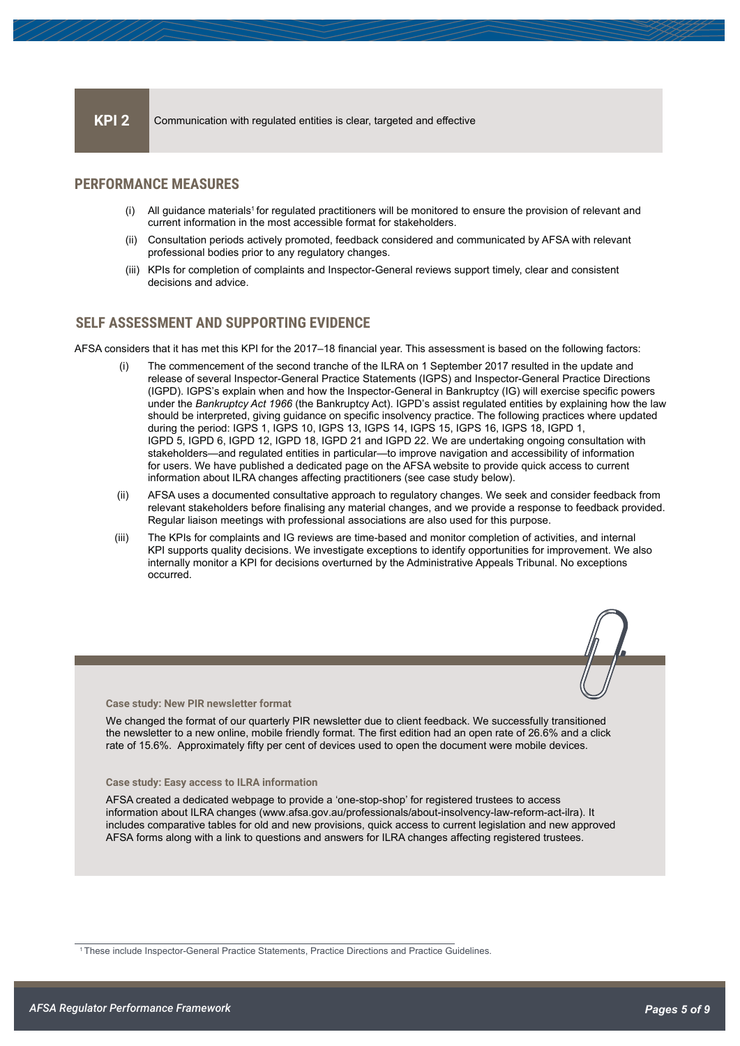**KPI 2** Communication with regulated entities is clear, targeted and effective

## PERFORMANCE MEASURES

(i) All guidance materials[1] for regulated practitioners will be monitored to ensure the provision of relevant and current information in the most accessible format for stakeholders.

(ii) Consultation periods actively promoted, feedback considered and communicated by AFSA with relevant professional bodies prior to any regulatory changes.

(iii) KPIs for completion of complaints and Inspector-General reviews support timely, clear and consistent decisions and advice.

## SELF ASSESSMENT AND SUPPORTING EVIDENCE

AFSA considers that it has met this KPI for the 2017–18 financial year. This assessment is based on the following factors:

(i) The commencement of the second tranche of the ILRA on 1 September 2017 resulted in the update and release of several Inspector-General Practice Statements (IGPS) and Inspector-General Practice Directions (IGPD). IGPS's explain when and how the Inspector-General in Bankruptcy (IG) will exercise specific powers under the *Bankruptcy Act 1966* (the Bankruptcy Act). IGPD's assist regulated entities by explaining how the law should be interpreted, giving guidance on specific insolvency practice. The following practices where updated during the period: IGPS 1, IGPS 10, IGPS 13, IGPS 14, IGPS 15, IGPS 16, IGPS 18, IGPD 1, IGPD 5, IGPD 6, IGPD 12, IGPD 18, IGPD 21 and IGPD 22. We are undertaking ongoing consultation with stakeholders—and regulated entities in particular—to improve navigation and accessibility of information for users. We have published a dedicated page on the AFSA website to provide quick access to current information about ILRA changes affecting practitioners (see case study below).

(ii) AFSA uses a documented consultative approach to regulatory changes. We seek and consider feedback from relevant stakeholders before finalising any material changes, and we provide a response to feedback provided. Regular liaison meetings with professional associations are also used for this purpose.

(iii) The KPIs for complaints and IG reviews are time-based and monitor completion of activities, and internal KPI supports quality decisions. We investigate exceptions to identify opportunities for improvement. We also internally monitor a KPI for decisions overturned by the Administrative Appeals Tribunal. No exceptions occurred.

**Case study: New PIR newsletter format**

We changed the format of our quarterly PIR newsletter due to client feedback. We successfully transitioned the newsletter to a new online, mobile friendly format. The first edition had an open rate of 26.6% and a click rate of 15.6%. Approximately fifty per cent of devices used to open the document were mobile devices.

**Case study: Easy access to ILRA information**

AFSA created a dedicated webpage to provide a 'one-stop-shop' for registered trustees to access information about ILRA changes (www.afsa.gov.au/professionals/about-insolvency-law-reform-act-ilra). It includes comparative tables for old and new provisions, quick access to current legislation and new approved AFSA forms along with a link to questions and answers for ILRA changes affecting registered trustees.

[1] These include Inspector-General Practice Statements, Practice Directions and Practice Guidelines.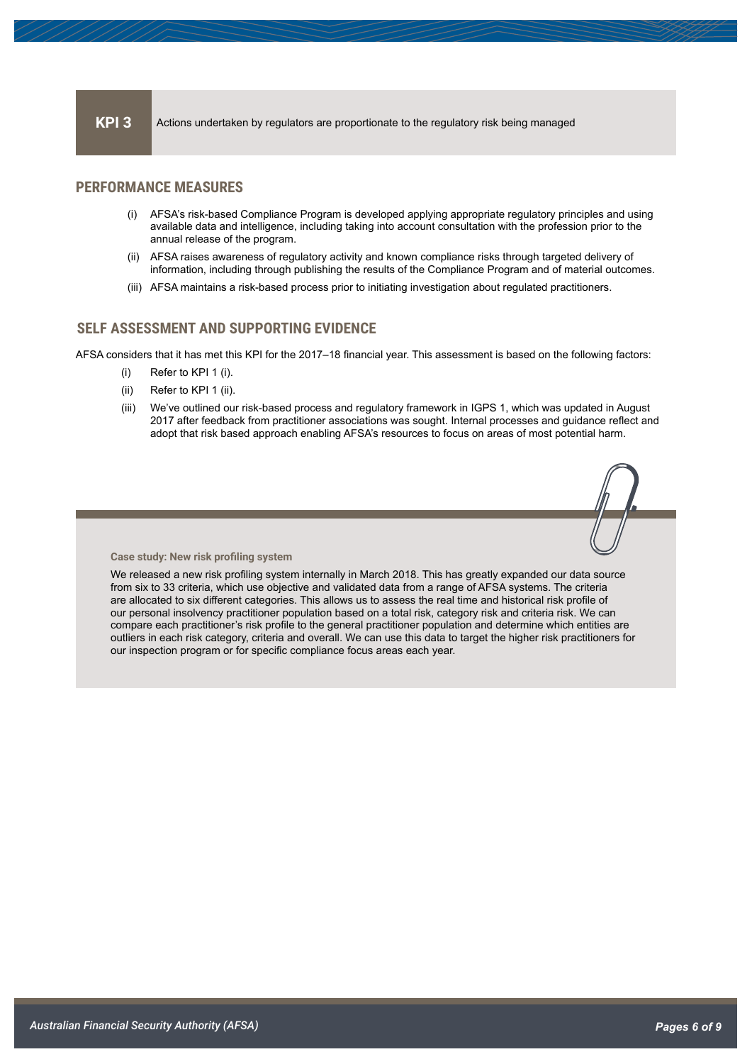## KPI 3

Actions undertaken by regulators are proportionate to the regulatory risk being managed

### PERFORMANCE MEASURES

(i) AFSA's risk-based Compliance Program is developed applying appropriate regulatory principles and using available data and intelligence, including taking into account consultation with the profession prior to the annual release of the program.

(ii) AFSA raises awareness of regulatory activity and known compliance risks through targeted delivery of information, including through publishing the results of the Compliance Program and of material outcomes.

(iii) AFSA maintains a risk-based process prior to initiating investigation about regulated practitioners.

### SELF ASSESSMENT AND SUPPORTING EVIDENCE

AFSA considers that it has met this KPI for the 2017–18 financial year. This assessment is based on the following factors:

(i) Refer to KPI 1 (i).

(ii) Refer to KPI 1 (ii).

(iii) We've outlined our risk-based process and regulatory framework in IGPS 1, which was updated in August 2017 after feedback from practitioner associations was sought. Internal processes and guidance reflect and adopt that risk based approach enabling AFSA's resources to focus on areas of most potential harm.

**Case study: New risk profiling system**

We released a new risk profiling system internally in March 2018. This has greatly expanded our data source from six to 33 criteria, which use objective and validated data from a range of AFSA systems. The criteria are allocated to six different categories. This allows us to assess the real time and historical risk profile of our personal insolvency practitioner population based on a total risk, category risk and criteria risk. We can compare each practitioner's risk profile to the general practitioner population and determine which entities are outliers in each risk category, criteria and overall. We can use this data to target the higher risk practitioners for our inspection program or for specific compliance focus areas each year.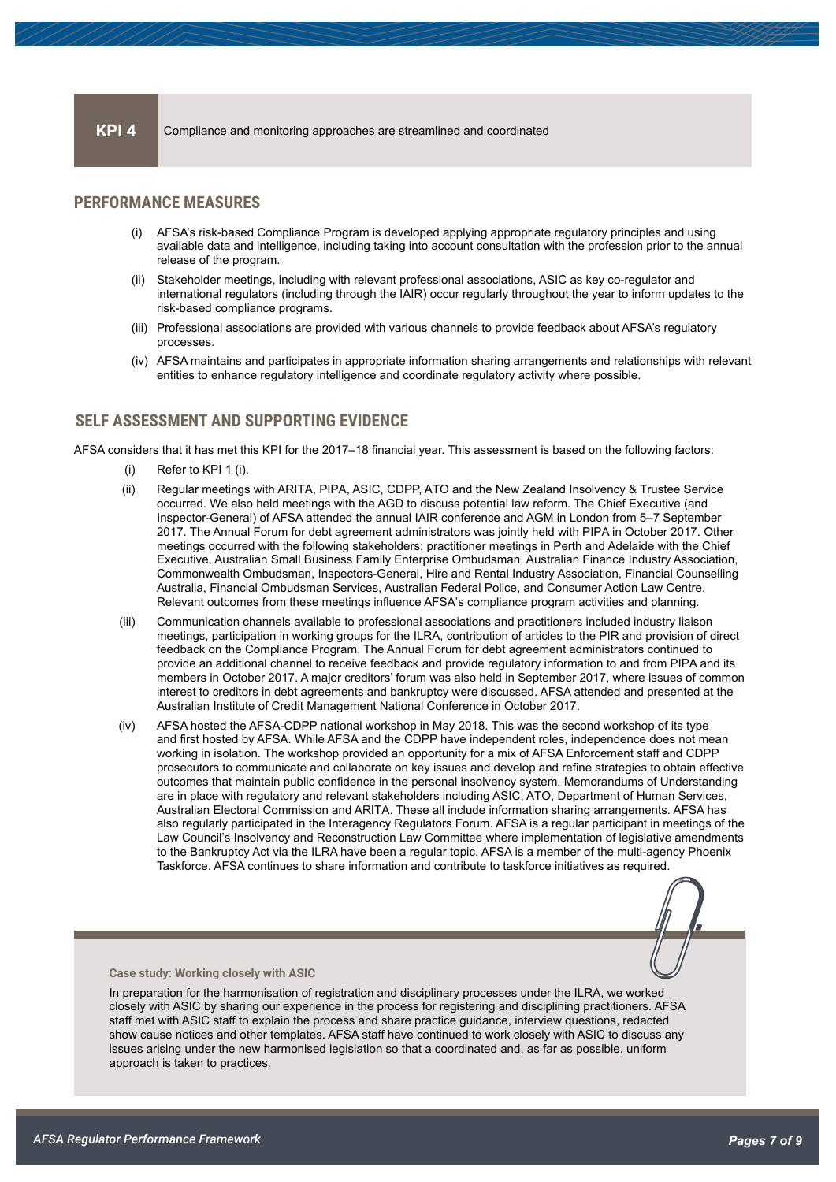**KPI 4** Compliance and monitoring approaches are streamlined and coordinated

## PERFORMANCE MEASURES

(i) AFSA's risk-based Compliance Program is developed applying appropriate regulatory principles and using available data and intelligence, including taking into account consultation with the profession prior to the annual release of the program.

(ii) Stakeholder meetings, including with relevant professional associations, ASIC as key co-regulator and international regulators (including through the IAIR) occur regularly throughout the year to inform updates to the risk-based compliance programs.

(iii) Professional associations are provided with various channels to provide feedback about AFSA's regulatory processes.

(iv) AFSA maintains and participates in appropriate information sharing arrangements and relationships with relevant entities to enhance regulatory intelligence and coordinate regulatory activity where possible.

## SELF ASSESSMENT AND SUPPORTING EVIDENCE

AFSA considers that it has met this KPI for the 2017–18 financial year. This assessment is based on the following factors:

(i) Refer to KPI 1 (i).

(ii) Regular meetings with ARITA, PIPA, ASIC, CDPP, ATO and the New Zealand Insolvency & Trustee Service occurred. We also held meetings with the AGD to discuss potential law reform. The Chief Executive (and Inspector-General) of AFSA attended the annual IAIR conference and AGM in London from 5–7 September 2017. The Annual Forum for debt agreement administrators was jointly held with PIPA in October 2017. Other meetings occurred with the following stakeholders: practitioner meetings in Perth and Adelaide with the Chief Executive, Australian Small Business Family Enterprise Ombudsman, Australian Finance Industry Association, Commonwealth Ombudsman, Inspectors-General, Hire and Rental Industry Association, Financial Counselling Australia, Financial Ombudsman Services, Australian Federal Police, and Consumer Action Law Centre. Relevant outcomes from these meetings influence AFSA's compliance program activities and planning.

(iii) Communication channels available to professional associations and practitioners included industry liaison meetings, participation in working groups for the ILRA, contribution of articles to the PIR and provision of direct feedback on the Compliance Program. The Annual Forum for debt agreement administrators continued to provide an additional channel to receive feedback and provide regulatory information to and from PIPA and its members in October 2017. A major creditors' forum was also held in September 2017, where issues of common interest to creditors in debt agreements and bankruptcy were discussed. AFSA attended and presented at the Australian Institute of Credit Management National Conference in October 2017.

(iv) AFSA hosted the AFSA-CDPP national workshop in May 2018. This was the second workshop of its type and first hosted by AFSA. While AFSA and the CDPP have independent roles, independence does not mean working in isolation. The workshop provided an opportunity for a mix of AFSA Enforcement staff and CDPP prosecutors to communicate and collaborate on key issues and develop and refine strategies to obtain effective outcomes that maintain public confidence in the personal insolvency system. Memorandums of Understanding are in place with regulatory and relevant stakeholders including ASIC, ATO, Department of Human Services, Australian Electoral Commission and ARITA. These all include information sharing arrangements. AFSA has also regularly participated in the Interagency Regulators Forum. AFSA is a regular participant in meetings of the Law Council's Insolvency and Reconstruction Law Committee where implementation of legislative amendments to the Bankruptcy Act via the ILRA have been a regular topic. AFSA is a member of the multi-agency Phoenix Taskforce. AFSA continues to share information and contribute to taskforce initiatives as required.

**Case study: Working closely with ASIC**

In preparation for the harmonisation of registration and disciplinary processes under the ILRA, we worked closely with ASIC by sharing our experience in the process for registering and disciplining practitioners. AFSA staff met with ASIC staff to explain the process and share practice guidance, interview questions, redacted show cause notices and other templates. AFSA staff have continued to work closely with ASIC to discuss any issues arising under the new harmonised legislation so that a coordinated and, as far as possible, uniform approach is taken to practices.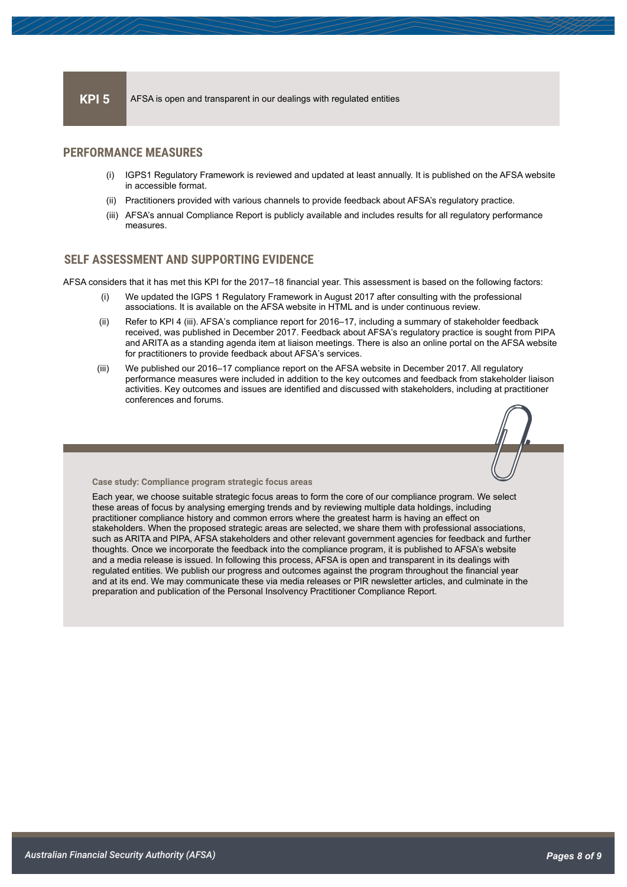## KPI 5

AFSA is open and transparent in our dealings with regulated entities

### PERFORMANCE MEASURES

(i) IGPS1 Regulatory Framework is reviewed and updated at least annually. It is published on the AFSA website in accessible format.

(ii) Practitioners provided with various channels to provide feedback about AFSA's regulatory practice.

(iii) AFSA's annual Compliance Report is publicly available and includes results for all regulatory performance measures.

### SELF ASSESSMENT AND SUPPORTING EVIDENCE

AFSA considers that it has met this KPI for the 2017–18 financial year. This assessment is based on the following factors:

(i) We updated the IGPS 1 Regulatory Framework in August 2017 after consulting with the professional associations. It is available on the AFSA website in HTML and is under continuous review.

(ii) Refer to KPI 4 (iii). AFSA's compliance report for 2016–17, including a summary of stakeholder feedback received, was published in December 2017. Feedback about AFSA's regulatory practice is sought from PIPA and ARITA as a standing agenda item at liaison meetings. There is also an online portal on the AFSA website for practitioners to provide feedback about AFSA's services.

(iii) We published our 2016–17 compliance report on the AFSA website in December 2017. All regulatory performance measures were included in addition to the key outcomes and feedback from stakeholder liaison activities. Key outcomes and issues are identified and discussed with stakeholders, including at practitioner conferences and forums.

**Case study: Compliance program strategic focus areas**

Each year, we choose suitable strategic focus areas to form the core of our compliance program. We select these areas of focus by analysing emerging trends and by reviewing multiple data holdings, including practitioner compliance history and common errors where the greatest harm is having an effect on stakeholders. When the proposed strategic areas are selected, we share them with professional associations, such as ARITA and PIPA, AFSA stakeholders and other relevant government agencies for feedback and further thoughts. Once we incorporate the feedback into the compliance program, it is published to AFSA's website and a media release is issued. In following this process, AFSA is open and transparent in its dealings with regulated entities. We publish our progress and outcomes against the program throughout the financial year and at its end. We may communicate these via media releases or PIR newsletter articles, and culminate in the preparation and publication of the Personal Insolvency Practitioner Compliance Report.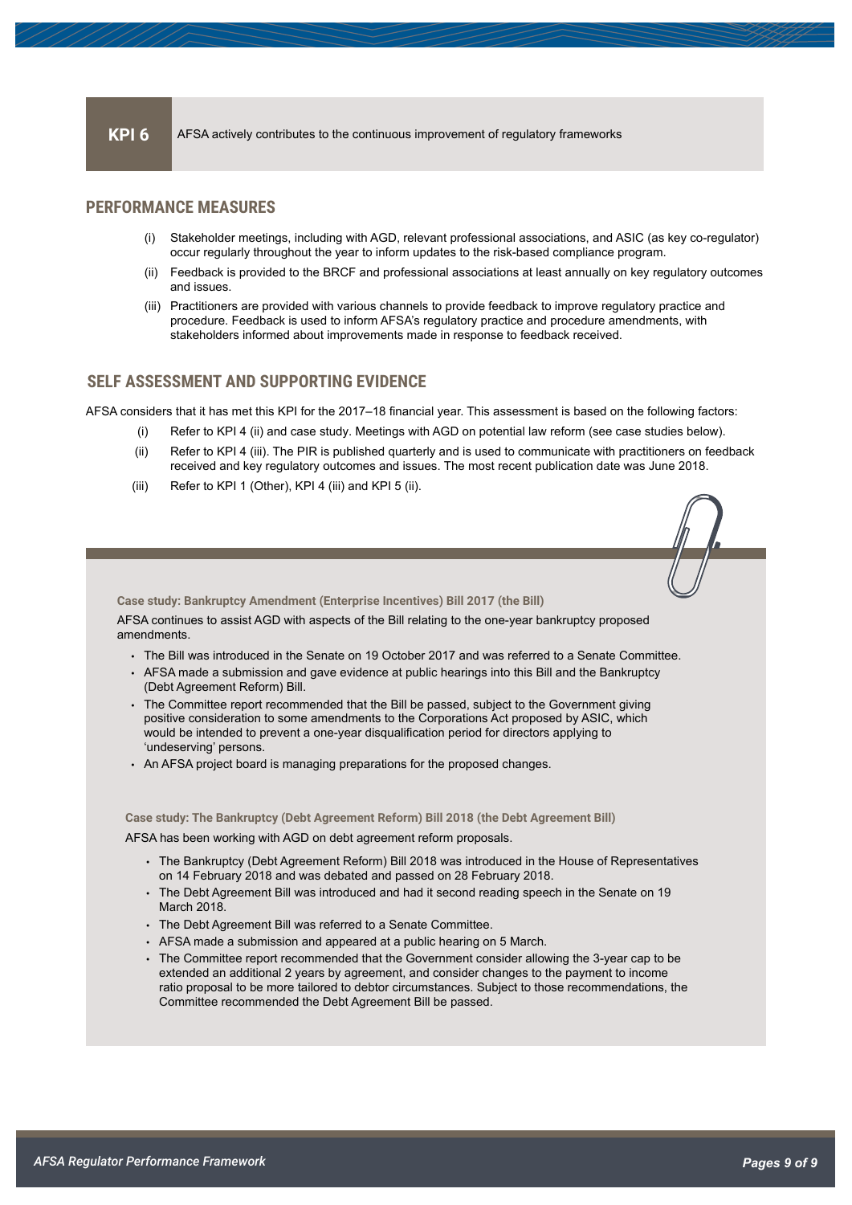**KPI 6** AFSA actively contributes to the continuous improvement of regulatory frameworks

## PERFORMANCE MEASURES

(i) Stakeholder meetings, including with AGD, relevant professional associations, and ASIC (as key co-regulator) occur regularly throughout the year to inform updates to the risk-based compliance program.

(ii) Feedback is provided to the BRCF and professional associations at least annually on key regulatory outcomes and issues.

(iii) Practitioners are provided with various channels to provide feedback to improve regulatory practice and procedure. Feedback is used to inform AFSA's regulatory practice and procedure amendments, with stakeholders informed about improvements made in response to feedback received.

## SELF ASSESSMENT AND SUPPORTING EVIDENCE

AFSA considers that it has met this KPI for the 2017–18 financial year. This assessment is based on the following factors:

(i) Refer to KPI 4 (ii) and case study. Meetings with AGD on potential law reform (see case studies below).

(ii) Refer to KPI 4 (iii). The PIR is published quarterly and is used to communicate with practitioners on feedback received and key regulatory outcomes and issues. The most recent publication date was June 2018.

(iii) Refer to KPI 1 (Other), KPI 4 (iii) and KPI 5 (ii).

**Case study: Bankruptcy Amendment (Enterprise Incentives) Bill 2017 (the Bill)**

AFSA continues to assist AGD with aspects of the Bill relating to the one-year bankruptcy proposed amendments.

- The Bill was introduced in the Senate on 19 October 2017 and was referred to a Senate Committee.
- AFSA made a submission and gave evidence at public hearings into this Bill and the Bankruptcy (Debt Agreement Reform) Bill.
- The Committee report recommended that the Bill be passed, subject to the Government giving positive consideration to some amendments to the Corporations Act proposed by ASIC, which would be intended to prevent a one-year disqualification period for directors applying to 'undeserving' persons.
- An AFSA project board is managing preparations for the proposed changes.

**Case study: The Bankruptcy (Debt Agreement Reform) Bill 2018 (the Debt Agreement Bill)**

AFSA has been working with AGD on debt agreement reform proposals.

- The Bankruptcy (Debt Agreement Reform) Bill 2018 was introduced in the House of Representatives on 14 February 2018 and was debated and passed on 28 February 2018.
- The Debt Agreement Bill was introduced and had it second reading speech in the Senate on 19 March 2018.
- The Debt Agreement Bill was referred to a Senate Committee.
- AFSA made a submission and appeared at a public hearing on 5 March.
- The Committee report recommended that the Government consider allowing the 3-year cap to be extended an additional 2 years by agreement, and consider changes to the payment to income ratio proposal to be more tailored to debtor circumstances. Subject to those recommendations, the Committee recommended the Debt Agreement Bill be passed.